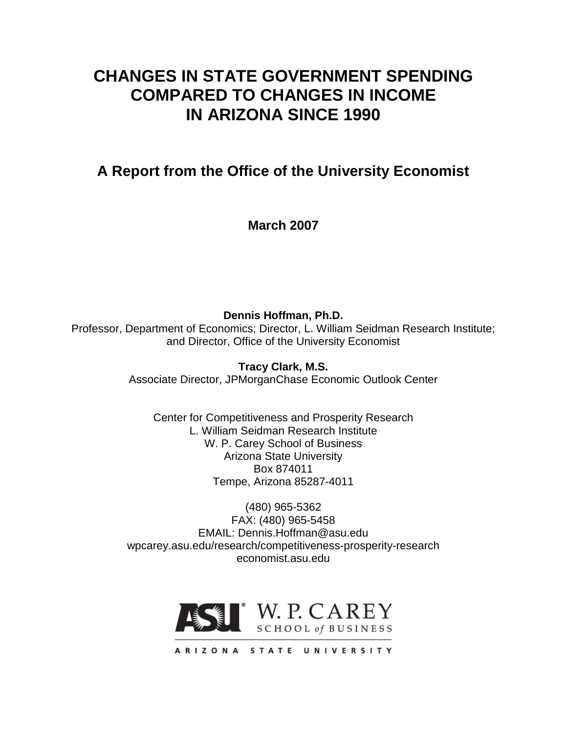# CHANGES IN STATE GOVERNMENT SPENDING COMPARED TO CHANGES IN INCOME IN ARIZONA SINCE 1990

## A Report from the Office of the University Economist

**March 2007**

**Dennis Hoffman, Ph.D.**
Professor, Department of Economics; Director, L. William Seidman Research Institute; and Director, Office of the University Economist

**Tracy Clark, M.S.**
Associate Director, JPMorganChase Economic Outlook Center

Center for Competitiveness and Prosperity Research
L. William Seidman Research Institute
W. P. Carey School of Business
Arizona State University
Box 874011
Tempe, Arizona 85287-4011

(480) 965-5362
FAX: (480) 965-5458
EMAIL: Dennis.Hoffman@asu.edu
wpcarey.asu.edu/research/competitiveness-prosperity-research
economist.asu.edu

ASU W. P. CAREY SCHOOL of BUSINESS
ARIZONA STATE UNIVERSITY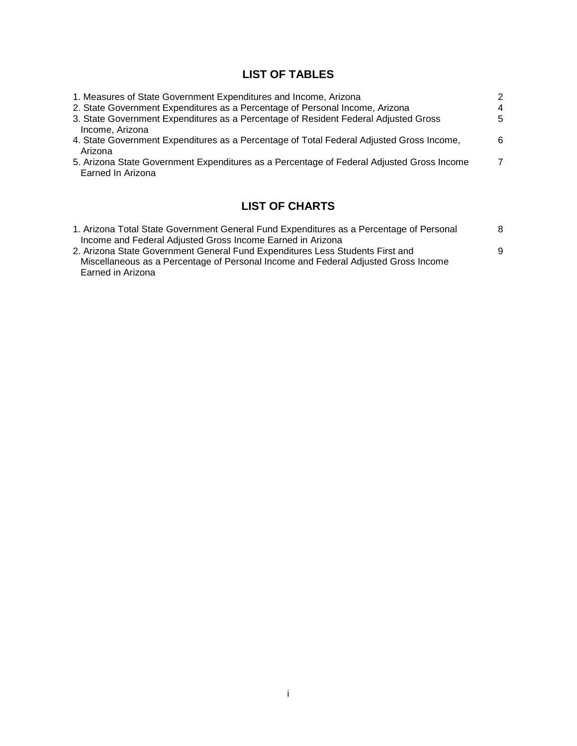## LIST OF TABLES

1. Measures of State Government Expenditures and Income, Arizona — 2
2. State Government Expenditures as a Percentage of Personal Income, Arizona — 4
3. State Government Expenditures as a Percentage of Resident Federal Adjusted Gross Income, Arizona — 5
4. State Government Expenditures as a Percentage of Total Federal Adjusted Gross Income, Arizona — 6
5. Arizona State Government Expenditures as a Percentage of Federal Adjusted Gross Income Earned In Arizona — 7

## LIST OF CHARTS

1. Arizona Total State Government General Fund Expenditures as a Percentage of Personal Income and Federal Adjusted Gross Income Earned in Arizona — 8
2. Arizona State Government General Fund Expenditures Less Students First and Miscellaneous as a Percentage of Personal Income and Federal Adjusted Gross Income Earned in Arizona — 9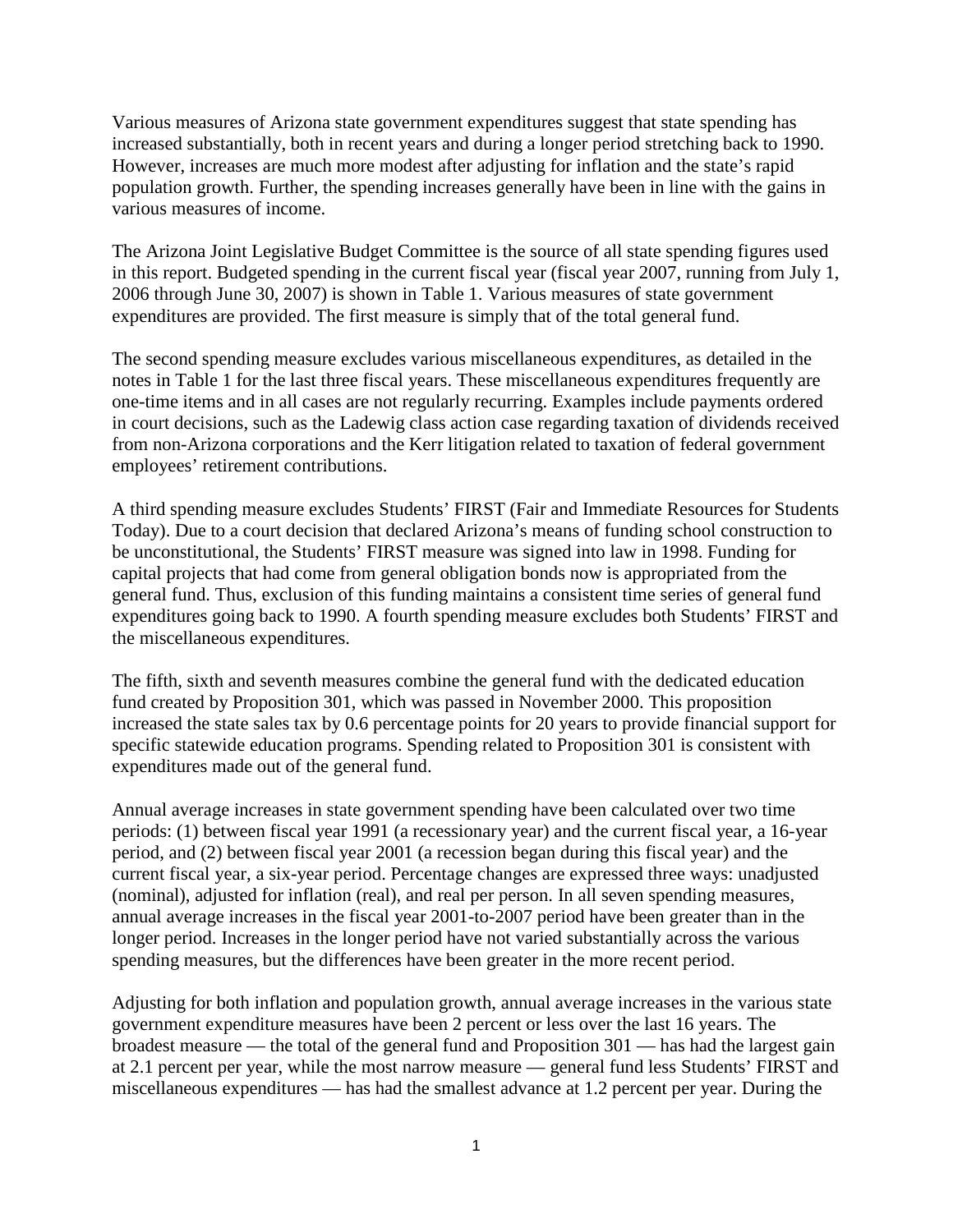Various measures of Arizona state government expenditures suggest that state spending has increased substantially, both in recent years and during a longer period stretching back to 1990. However, increases are much more modest after adjusting for inflation and the state's rapid population growth. Further, the spending increases generally have been in line with the gains in various measures of income.

The Arizona Joint Legislative Budget Committee is the source of all state spending figures used in this report. Budgeted spending in the current fiscal year (fiscal year 2007, running from July 1, 2006 through June 30, 2007) is shown in Table 1. Various measures of state government expenditures are provided. The first measure is simply that of the total general fund.

The second spending measure excludes various miscellaneous expenditures, as detailed in the notes in Table 1 for the last three fiscal years. These miscellaneous expenditures frequently are one-time items and in all cases are not regularly recurring. Examples include payments ordered in court decisions, such as the Ladewig class action case regarding taxation of dividends received from non-Arizona corporations and the Kerr litigation related to taxation of federal government employees' retirement contributions.

A third spending measure excludes Students' FIRST (Fair and Immediate Resources for Students Today). Due to a court decision that declared Arizona's means of funding school construction to be unconstitutional, the Students' FIRST measure was signed into law in 1998. Funding for capital projects that had come from general obligation bonds now is appropriated from the general fund. Thus, exclusion of this funding maintains a consistent time series of general fund expenditures going back to 1990. A fourth spending measure excludes both Students' FIRST and the miscellaneous expenditures.

The fifth, sixth and seventh measures combine the general fund with the dedicated education fund created by Proposition 301, which was passed in November 2000. This proposition increased the state sales tax by 0.6 percentage points for 20 years to provide financial support for specific statewide education programs. Spending related to Proposition 301 is consistent with expenditures made out of the general fund.

Annual average increases in state government spending have been calculated over two time periods: (1) between fiscal year 1991 (a recessionary year) and the current fiscal year, a 16-year period, and (2) between fiscal year 2001 (a recession began during this fiscal year) and the current fiscal year, a six-year period. Percentage changes are expressed three ways: unadjusted (nominal), adjusted for inflation (real), and real per person. In all seven spending measures, annual average increases in the fiscal year 2001-to-2007 period have been greater than in the longer period. Increases in the longer period have not varied substantially across the various spending measures, but the differences have been greater in the more recent period.

Adjusting for both inflation and population growth, annual average increases in the various state government expenditure measures have been 2 percent or less over the last 16 years. The broadest measure — the total of the general fund and Proposition 301 — has had the largest gain at 2.1 percent per year, while the most narrow measure — general fund less Students' FIRST and miscellaneous expenditures — has had the smallest advance at 1.2 percent per year. During the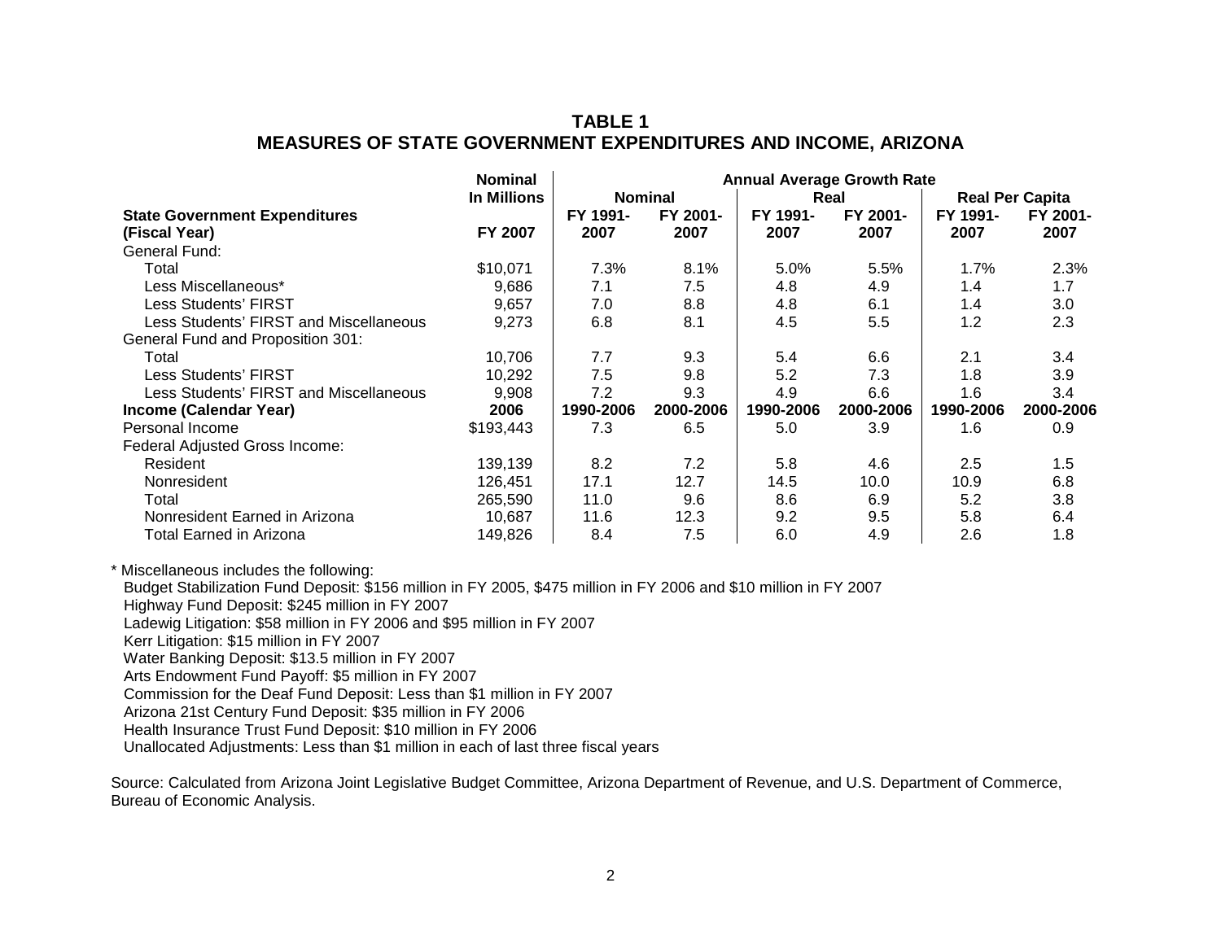# TABLE 1
## MEASURES OF STATE GOVERNMENT EXPENDITURES AND INCOME, ARIZONA

| | Nominal In Millions | Annual Average Growth Rate | | | | | |
|---|---|---|---|---|---|---|---|
| | | Nominal | | Real | | Real Per Capita | |
| **State Government Expenditures (Fiscal Year)** | **FY 2007** | **FY 1991-2007** | **FY 2001-2007** | **FY 1991-2007** | **FY 2001-2007** | **FY 1991-2007** | **FY 2001-2007** |
| General Fund: | | | | | | | |
| Total | $10,071 | 7.3% | 8.1% | 5.0% | 5.5% | 1.7% | 2.3% |
| Less Miscellaneous* | 9,686 | 7.1 | 7.5 | 4.8 | 4.9 | 1.4 | 1.7 |
| Less Students' FIRST | 9,657 | 7.0 | 8.8 | 4.8 | 6.1 | 1.4 | 3.0 |
| Less Students' FIRST and Miscellaneous | 9,273 | 6.8 | 8.1 | 4.5 | 5.5 | 1.2 | 2.3 |
| General Fund and Proposition 301: | | | | | | | |
| Total | 10,706 | 7.7 | 9.3 | 5.4 | 6.6 | 2.1 | 3.4 |
| Less Students' FIRST | 10,292 | 7.5 | 9.8 | 5.2 | 7.3 | 1.8 | 3.9 |
| Less Students' FIRST and Miscellaneous | 9,908 | 7.2 | 9.3 | 4.9 | 6.6 | 1.6 | 3.4 |
| **Income (Calendar Year)** | **2006** | **1990-2006** | **2000-2006** | **1990-2006** | **2000-2006** | **1990-2006** | **2000-2006** |
| Personal Income | $193,443 | 7.3 | 6.5 | 5.0 | 3.9 | 1.6 | 0.9 |
| Federal Adjusted Gross Income: | | | | | | | |
| Resident | 139,139 | 8.2 | 7.2 | 5.8 | 4.6 | 2.5 | 1.5 |
| Nonresident | 126,451 | 17.1 | 12.7 | 14.5 | 10.0 | 10.9 | 6.8 |
| Total | 265,590 | 11.0 | 9.6 | 8.6 | 6.9 | 5.2 | 3.8 |
| Nonresident Earned in Arizona | 10,687 | 11.6 | 12.3 | 9.2 | 9.5 | 5.8 | 6.4 |
| Total Earned in Arizona | 149,826 | 8.4 | 7.5 | 6.0 | 4.9 | 2.6 | 1.8 |

\* Miscellaneous includes the following:
- Budget Stabilization Fund Deposit: $156 million in FY 2005, $475 million in FY 2006 and $10 million in FY 2007
- Highway Fund Deposit: $245 million in FY 2007
- Ladewig Litigation: $58 million in FY 2006 and $95 million in FY 2007
- Kerr Litigation: $15 million in FY 2007
- Water Banking Deposit: $13.5 million in FY 2007
- Arts Endowment Fund Payoff: $5 million in FY 2007
- Commission for the Deaf Fund Deposit: Less than $1 million in FY 2007
- Arizona 21st Century Fund Deposit: $35 million in FY 2006
- Health Insurance Trust Fund Deposit: $10 million in FY 2006
- Unallocated Adjustments: Less than $1 million in each of last three fiscal years

Source: Calculated from Arizona Joint Legislative Budget Committee, Arizona Department of Revenue, and U.S. Department of Commerce, Bureau of Economic Analysis.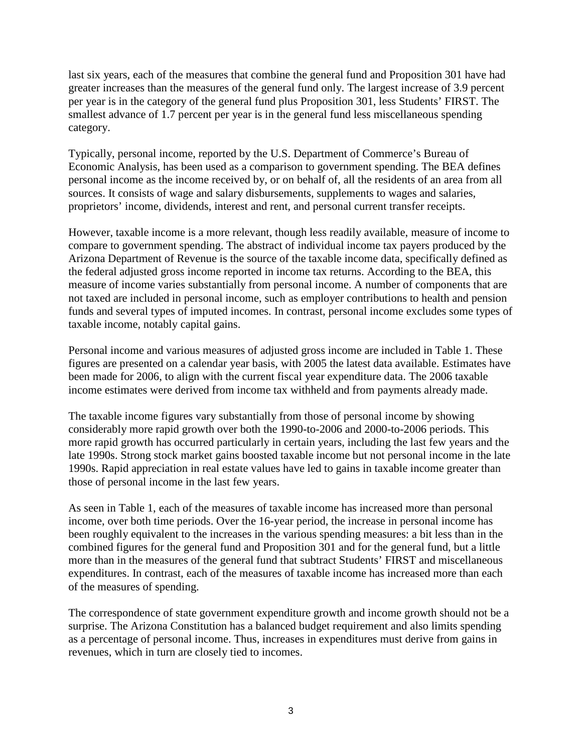last six years, each of the measures that combine the general fund and Proposition 301 have had greater increases than the measures of the general fund only. The largest increase of 3.9 percent per year is in the category of the general fund plus Proposition 301, less Students' FIRST. The smallest advance of 1.7 percent per year is in the general fund less miscellaneous spending category.

Typically, personal income, reported by the U.S. Department of Commerce's Bureau of Economic Analysis, has been used as a comparison to government spending. The BEA defines personal income as the income received by, or on behalf of, all the residents of an area from all sources. It consists of wage and salary disbursements, supplements to wages and salaries, proprietors' income, dividends, interest and rent, and personal current transfer receipts.

However, taxable income is a more relevant, though less readily available, measure of income to compare to government spending. The abstract of individual income tax payers produced by the Arizona Department of Revenue is the source of the taxable income data, specifically defined as the federal adjusted gross income reported in income tax returns. According to the BEA, this measure of income varies substantially from personal income. A number of components that are not taxed are included in personal income, such as employer contributions to health and pension funds and several types of imputed incomes. In contrast, personal income excludes some types of taxable income, notably capital gains.

Personal income and various measures of adjusted gross income are included in Table 1. These figures are presented on a calendar year basis, with 2005 the latest data available. Estimates have been made for 2006, to align with the current fiscal year expenditure data. The 2006 taxable income estimates were derived from income tax withheld and from payments already made.

The taxable income figures vary substantially from those of personal income by showing considerably more rapid growth over both the 1990-to-2006 and 2000-to-2006 periods. This more rapid growth has occurred particularly in certain years, including the last few years and the late 1990s. Strong stock market gains boosted taxable income but not personal income in the late 1990s. Rapid appreciation in real estate values have led to gains in taxable income greater than those of personal income in the last few years.

As seen in Table 1, each of the measures of taxable income has increased more than personal income, over both time periods. Over the 16-year period, the increase in personal income has been roughly equivalent to the increases in the various spending measures: a bit less than in the combined figures for the general fund and Proposition 301 and for the general fund, but a little more than in the measures of the general fund that subtract Students' FIRST and miscellaneous expenditures. In contrast, each of the measures of taxable income has increased more than each of the measures of spending.

The correspondence of state government expenditure growth and income growth should not be a surprise. The Arizona Constitution has a balanced budget requirement and also limits spending as a percentage of personal income. Thus, increases in expenditures must derive from gains in revenues, which in turn are closely tied to incomes.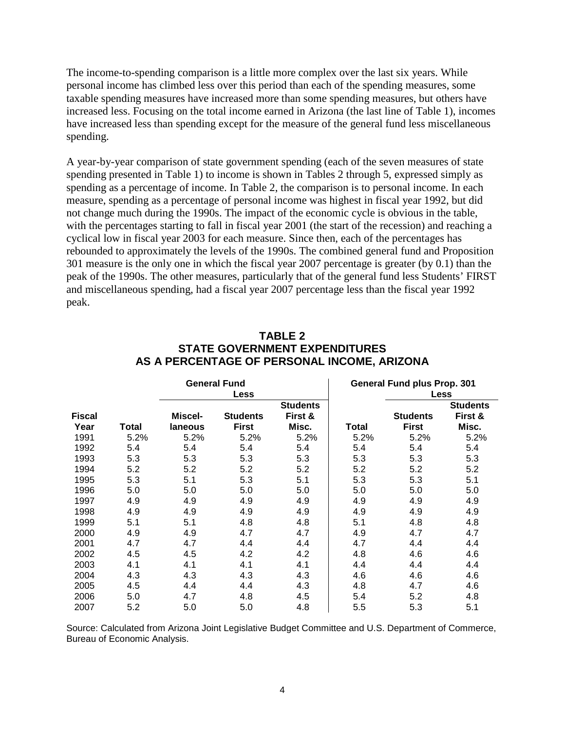The income-to-spending comparison is a little more complex over the last six years. While personal income has climbed less over this period than each of the spending measures, some taxable spending measures have increased more than some spending measures, but others have increased less. Focusing on the total income earned in Arizona (the last line of Table 1), incomes have increased less than spending except for the measure of the general fund less miscellaneous spending.

A year-by-year comparison of state government spending (each of the seven measures of state spending presented in Table 1) to income is shown in Tables 2 through 5, expressed simply as spending as a percentage of income. In Table 2, the comparison is to personal income. In each measure, spending as a percentage of personal income was highest in fiscal year 1992, but did not change much during the 1990s. The impact of the economic cycle is obvious in the table, with the percentages starting to fall in fiscal year 2001 (the start of the recession) and reaching a cyclical low in fiscal year 2003 for each measure. Since then, each of the percentages has rebounded to approximately the levels of the 1990s. The combined general fund and Proposition 301 measure is the only one in which the fiscal year 2007 percentage is greater (by 0.1) than the peak of the 1990s. The other measures, particularly that of the general fund less Students' FIRST and miscellaneous spending, had a fiscal year 2007 percentage less than the fiscal year 1992 peak.

**TABLE 2**
**STATE GOVERNMENT EXPENDITURES**
**AS A PERCENTAGE OF PERSONAL INCOME, ARIZONA**

| | General Fund | | | | General Fund plus Prop. 301 | | |
|---|---|---|---|---|---|---|---|
| | | Less | | | | Less | |
| Fiscal Year | Total | Miscel-laneous | Students First | Students First & Misc. | Total | Students First | Students First & Misc. |
| 1991 | 5.2% | 5.2% | 5.2% | 5.2% | 5.2% | 5.2% | 5.2% |
| 1992 | 5.4 | 5.4 | 5.4 | 5.4 | 5.4 | 5.4 | 5.4 |
| 1993 | 5.3 | 5.3 | 5.3 | 5.3 | 5.3 | 5.3 | 5.3 |
| 1994 | 5.2 | 5.2 | 5.2 | 5.2 | 5.2 | 5.2 | 5.2 |
| 1995 | 5.3 | 5.1 | 5.3 | 5.1 | 5.3 | 5.3 | 5.1 |
| 1996 | 5.0 | 5.0 | 5.0 | 5.0 | 5.0 | 5.0 | 5.0 |
| 1997 | 4.9 | 4.9 | 4.9 | 4.9 | 4.9 | 4.9 | 4.9 |
| 1998 | 4.9 | 4.9 | 4.9 | 4.9 | 4.9 | 4.9 | 4.9 |
| 1999 | 5.1 | 5.1 | 4.8 | 4.8 | 5.1 | 4.8 | 4.8 |
| 2000 | 4.9 | 4.9 | 4.7 | 4.7 | 4.9 | 4.7 | 4.7 |
| 2001 | 4.7 | 4.7 | 4.4 | 4.4 | 4.7 | 4.4 | 4.4 |
| 2002 | 4.5 | 4.5 | 4.2 | 4.2 | 4.8 | 4.6 | 4.6 |
| 2003 | 4.1 | 4.1 | 4.1 | 4.1 | 4.4 | 4.4 | 4.4 |
| 2004 | 4.3 | 4.3 | 4.3 | 4.3 | 4.6 | 4.6 | 4.6 |
| 2005 | 4.5 | 4.4 | 4.4 | 4.3 | 4.8 | 4.7 | 4.6 |
| 2006 | 5.0 | 4.7 | 4.8 | 4.5 | 5.4 | 5.2 | 4.8 |
| 2007 | 5.2 | 5.0 | 5.0 | 4.8 | 5.5 | 5.3 | 5.1 |

Source: Calculated from Arizona Joint Legislative Budget Committee and U.S. Department of Commerce, Bureau of Economic Analysis.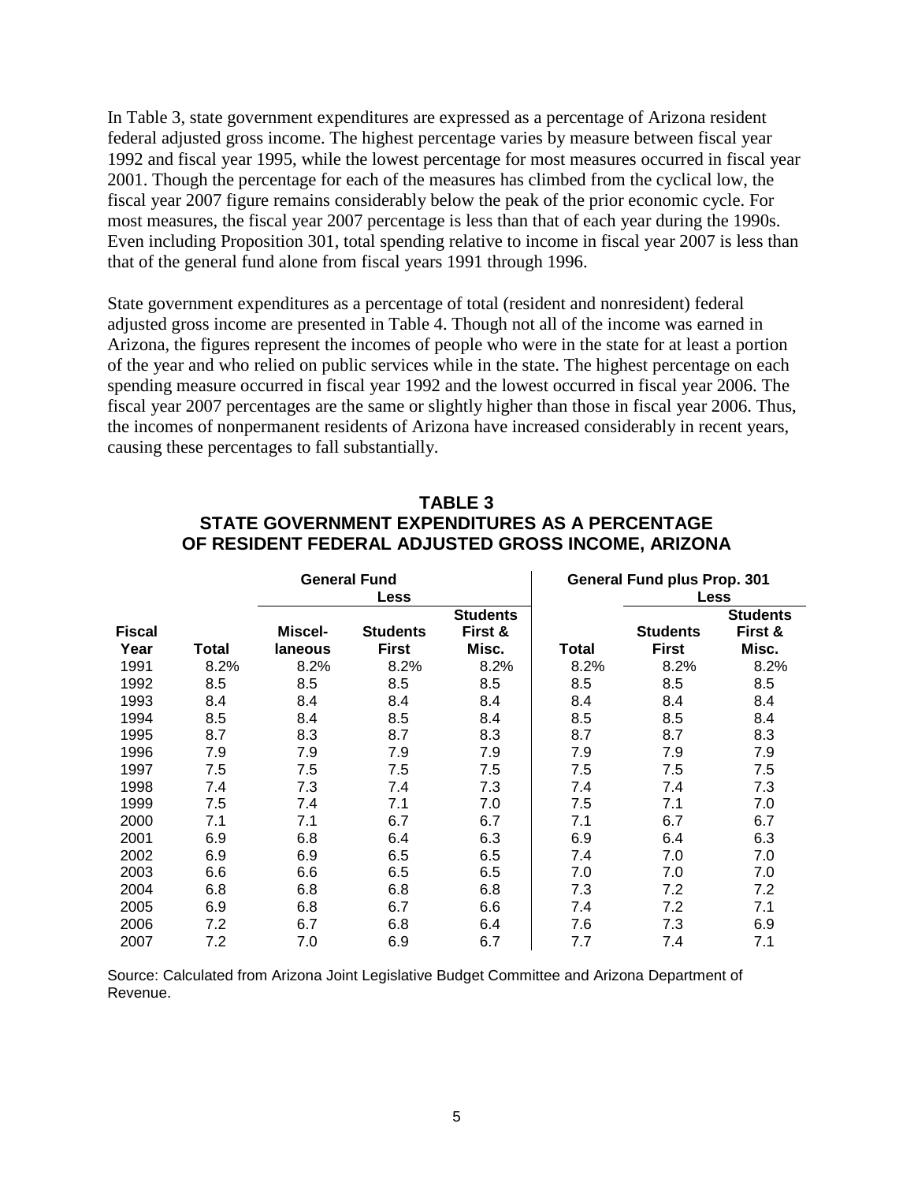In Table 3, state government expenditures are expressed as a percentage of Arizona resident federal adjusted gross income. The highest percentage varies by measure between fiscal year 1992 and fiscal year 1995, while the lowest percentage for most measures occurred in fiscal year 2001. Though the percentage for each of the measures has climbed from the cyclical low, the fiscal year 2007 figure remains considerably below the peak of the prior economic cycle. For most measures, the fiscal year 2007 percentage is less than that of each year during the 1990s. Even including Proposition 301, total spending relative to income in fiscal year 2007 is less than that of the general fund alone from fiscal years 1991 through 1996.

State government expenditures as a percentage of total (resident and nonresident) federal adjusted gross income are presented in Table 4. Though not all of the income was earned in Arizona, the figures represent the incomes of people who were in the state for at least a portion of the year and who relied on public services while in the state. The highest percentage on each spending measure occurred in fiscal year 1992 and the lowest occurred in fiscal year 2006. The fiscal year 2007 percentages are the same or slightly higher than those in fiscal year 2006. Thus, the incomes of nonpermanent residents of Arizona have increased considerably in recent years, causing these percentages to fall substantially.

**TABLE 3**
**STATE GOVERNMENT EXPENDITURES AS A PERCENTAGE OF RESIDENT FEDERAL ADJUSTED GROSS INCOME, ARIZONA**

| | General Fund | | | | General Fund plus Prop. 301 | | |
|---|---|---|---|---|---|---|---|
| | | Less | | | | Less | |
| Fiscal Year | Total | Miscel-laneous | Students First | Students First & Misc. | Total | Students First | Students First & Misc. |
| 1991 | 8.2% | 8.2% | 8.2% | 8.2% | 8.2% | 8.2% | 8.2% |
| 1992 | 8.5 | 8.5 | 8.5 | 8.5 | 8.5 | 8.5 | 8.5 |
| 1993 | 8.4 | 8.4 | 8.4 | 8.4 | 8.4 | 8.4 | 8.4 |
| 1994 | 8.5 | 8.4 | 8.5 | 8.4 | 8.5 | 8.5 | 8.4 |
| 1995 | 8.7 | 8.3 | 8.7 | 8.3 | 8.7 | 8.7 | 8.3 |
| 1996 | 7.9 | 7.9 | 7.9 | 7.9 | 7.9 | 7.9 | 7.9 |
| 1997 | 7.5 | 7.5 | 7.5 | 7.5 | 7.5 | 7.5 | 7.5 |
| 1998 | 7.4 | 7.3 | 7.4 | 7.3 | 7.4 | 7.4 | 7.3 |
| 1999 | 7.5 | 7.4 | 7.1 | 7.0 | 7.5 | 7.1 | 7.0 |
| 2000 | 7.1 | 7.1 | 6.7 | 6.7 | 7.1 | 6.7 | 6.7 |
| 2001 | 6.9 | 6.8 | 6.4 | 6.3 | 6.9 | 6.4 | 6.3 |
| 2002 | 6.9 | 6.9 | 6.5 | 6.5 | 7.4 | 7.0 | 7.0 |
| 2003 | 6.6 | 6.6 | 6.5 | 6.5 | 7.0 | 7.0 | 7.0 |
| 2004 | 6.8 | 6.8 | 6.8 | 6.8 | 7.3 | 7.2 | 7.2 |
| 2005 | 6.9 | 6.8 | 6.7 | 6.6 | 7.4 | 7.2 | 7.1 |
| 2006 | 7.2 | 6.7 | 6.8 | 6.4 | 7.6 | 7.3 | 6.9 |
| 2007 | 7.2 | 7.0 | 6.9 | 6.7 | 7.7 | 7.4 | 7.1 |

Source: Calculated from Arizona Joint Legislative Budget Committee and Arizona Department of Revenue.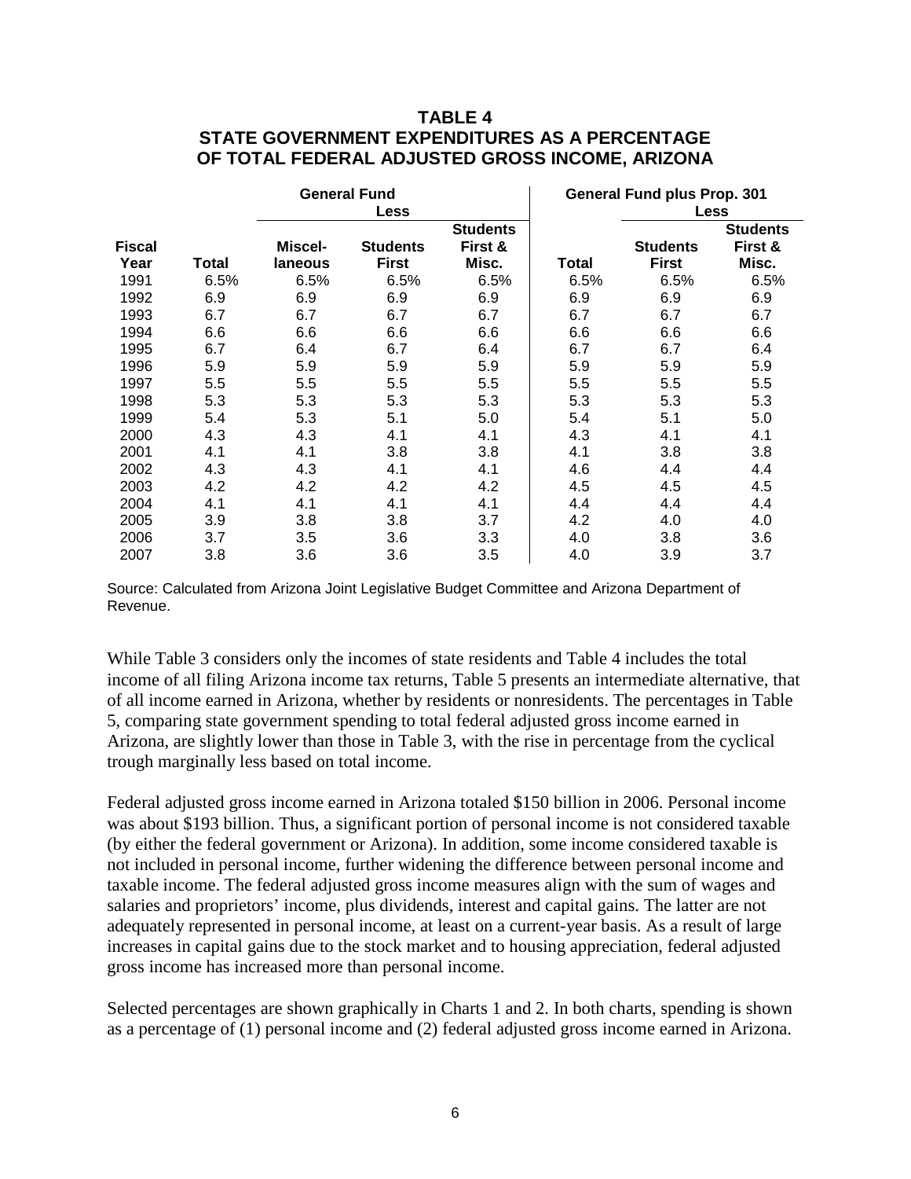### TABLE 4
### STATE GOVERNMENT EXPENDITURES AS A PERCENTAGE OF TOTAL FEDERAL ADJUSTED GROSS INCOME, ARIZONA

| | General Fund | | | | General Fund plus Prop. 301 | | |
|---|---|---|---|---|---|---|---|
| | | Less | | | | Less | |
| Fiscal Year | Total | Miscel-laneous | Students First | Students First & Misc. | Total | Students First | Students First & Misc. |
| 1991 | 6.5% | 6.5% | 6.5% | 6.5% | 6.5% | 6.5% | 6.5% |
| 1992 | 6.9 | 6.9 | 6.9 | 6.9 | 6.9 | 6.9 | 6.9 |
| 1993 | 6.7 | 6.7 | 6.7 | 6.7 | 6.7 | 6.7 | 6.7 |
| 1994 | 6.6 | 6.6 | 6.6 | 6.6 | 6.6 | 6.6 | 6.6 |
| 1995 | 6.7 | 6.4 | 6.7 | 6.4 | 6.7 | 6.7 | 6.4 |
| 1996 | 5.9 | 5.9 | 5.9 | 5.9 | 5.9 | 5.9 | 5.9 |
| 1997 | 5.5 | 5.5 | 5.5 | 5.5 | 5.5 | 5.5 | 5.5 |
| 1998 | 5.3 | 5.3 | 5.3 | 5.3 | 5.3 | 5.3 | 5.3 |
| 1999 | 5.4 | 5.3 | 5.1 | 5.0 | 5.4 | 5.1 | 5.0 |
| 2000 | 4.3 | 4.3 | 4.1 | 4.1 | 4.3 | 4.1 | 4.1 |
| 2001 | 4.1 | 4.1 | 3.8 | 3.8 | 4.1 | 3.8 | 3.8 |
| 2002 | 4.3 | 4.3 | 4.1 | 4.1 | 4.6 | 4.4 | 4.4 |
| 2003 | 4.2 | 4.2 | 4.2 | 4.2 | 4.5 | 4.5 | 4.5 |
| 2004 | 4.1 | 4.1 | 4.1 | 4.1 | 4.4 | 4.4 | 4.4 |
| 2005 | 3.9 | 3.8 | 3.8 | 3.7 | 4.2 | 4.0 | 4.0 |
| 2006 | 3.7 | 3.5 | 3.6 | 3.3 | 4.0 | 3.8 | 3.6 |
| 2007 | 3.8 | 3.6 | 3.6 | 3.5 | 4.0 | 3.9 | 3.7 |

Source: Calculated from Arizona Joint Legislative Budget Committee and Arizona Department of Revenue.

While Table 3 considers only the incomes of state residents and Table 4 includes the total income of all filing Arizona income tax returns, Table 5 presents an intermediate alternative, that of all income earned in Arizona, whether by residents or nonresidents. The percentages in Table 5, comparing state government spending to total federal adjusted gross income earned in Arizona, are slightly lower than those in Table 3, with the rise in percentage from the cyclical trough marginally less based on total income.

Federal adjusted gross income earned in Arizona totaled $150 billion in 2006. Personal income was about $193 billion. Thus, a significant portion of personal income is not considered taxable (by either the federal government or Arizona). In addition, some income considered taxable is not included in personal income, further widening the difference between personal income and taxable income. The federal adjusted gross income measures align with the sum of wages and salaries and proprietors' income, plus dividends, interest and capital gains. The latter are not adequately represented in personal income, at least on a current-year basis. As a result of large increases in capital gains due to the stock market and to housing appreciation, federal adjusted gross income has increased more than personal income.

Selected percentages are shown graphically in Charts 1 and 2. In both charts, spending is shown as a percentage of (1) personal income and (2) federal adjusted gross income earned in Arizona.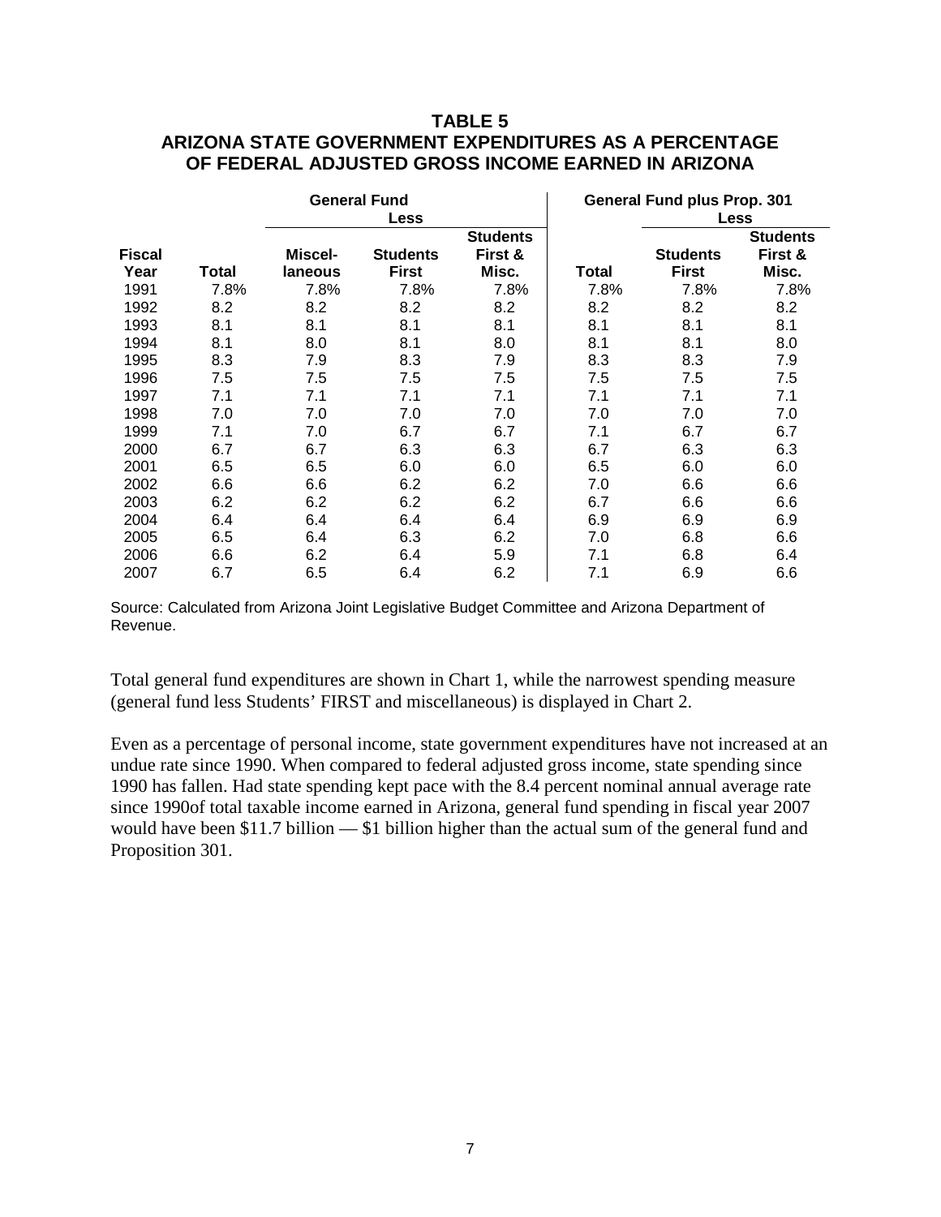# TABLE 5
## ARIZONA STATE GOVERNMENT EXPENDITURES AS A PERCENTAGE OF FEDERAL ADJUSTED GROSS INCOME EARNED IN ARIZONA

| | | General Fund | | | General Fund plus Prop. 301 | | |
|---|---|---|---|---|---|---|---|
| | | Less | | | | Less | |
| Fiscal Year | Total | Miscel-laneous | Students First | Students First & Misc. | Total | Students First | Students First & Misc. |
| 1991 | 7.8% | 7.8% | 7.8% | 7.8% | 7.8% | 7.8% | 7.8% |
| 1992 | 8.2 | 8.2 | 8.2 | 8.2 | 8.2 | 8.2 | 8.2 |
| 1993 | 8.1 | 8.1 | 8.1 | 8.1 | 8.1 | 8.1 | 8.1 |
| 1994 | 8.1 | 8.0 | 8.1 | 8.0 | 8.1 | 8.1 | 8.0 |
| 1995 | 8.3 | 7.9 | 8.3 | 7.9 | 8.3 | 8.3 | 7.9 |
| 1996 | 7.5 | 7.5 | 7.5 | 7.5 | 7.5 | 7.5 | 7.5 |
| 1997 | 7.1 | 7.1 | 7.1 | 7.1 | 7.1 | 7.1 | 7.1 |
| 1998 | 7.0 | 7.0 | 7.0 | 7.0 | 7.0 | 7.0 | 7.0 |
| 1999 | 7.1 | 7.0 | 6.7 | 6.7 | 7.1 | 6.7 | 6.7 |
| 2000 | 6.7 | 6.7 | 6.3 | 6.3 | 6.7 | 6.3 | 6.3 |
| 2001 | 6.5 | 6.5 | 6.0 | 6.0 | 6.5 | 6.0 | 6.0 |
| 2002 | 6.6 | 6.6 | 6.2 | 6.2 | 7.0 | 6.6 | 6.6 |
| 2003 | 6.2 | 6.2 | 6.2 | 6.2 | 6.7 | 6.6 | 6.6 |
| 2004 | 6.4 | 6.4 | 6.4 | 6.4 | 6.9 | 6.9 | 6.9 |
| 2005 | 6.5 | 6.4 | 6.3 | 6.2 | 7.0 | 6.8 | 6.6 |
| 2006 | 6.6 | 6.2 | 6.4 | 5.9 | 7.1 | 6.8 | 6.4 |
| 2007 | 6.7 | 6.5 | 6.4 | 6.2 | 7.1 | 6.9 | 6.6 |

Source: Calculated from Arizona Joint Legislative Budget Committee and Arizona Department of Revenue.

Total general fund expenditures are shown in Chart 1, while the narrowest spending measure (general fund less Students' FIRST and miscellaneous) is displayed in Chart 2.

Even as a percentage of personal income, state government expenditures have not increased at an undue rate since 1990. When compared to federal adjusted gross income, state spending since 1990 has fallen. Had state spending kept pace with the 8.4 percent nominal annual average rate since 1990of total taxable income earned in Arizona, general fund spending in fiscal year 2007 would have been \$11.7 billion — \$1 billion higher than the actual sum of the general fund and Proposition 301.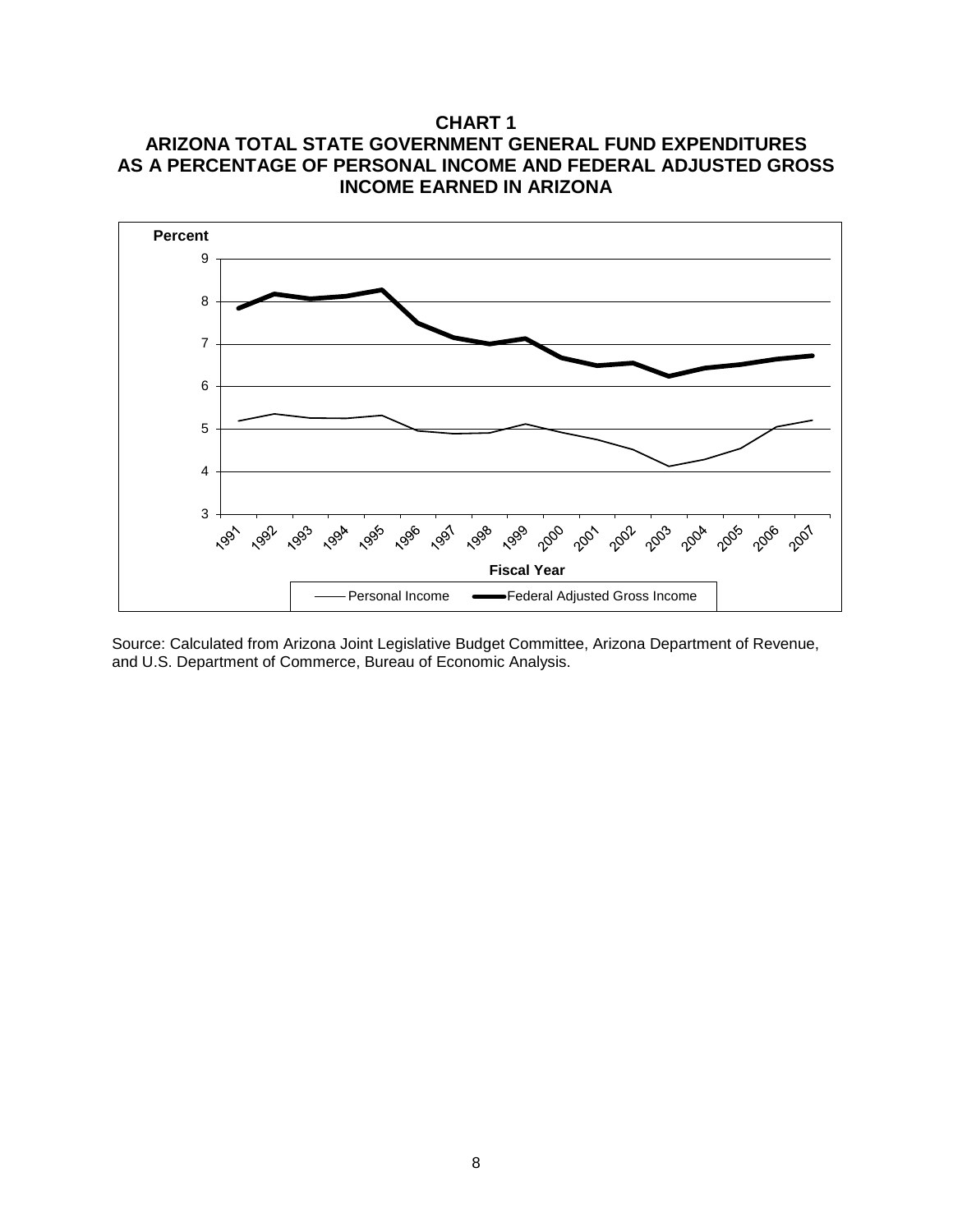**CHART 1**
**ARIZONA TOTAL STATE GOVERNMENT GENERAL FUND EXPENDITURES AS A PERCENTAGE OF PERSONAL INCOME AND FEDERAL ADJUSTED GROSS INCOME EARNED IN ARIZONA**

Source: Calculated from Arizona Joint Legislative Budget Committee, Arizona Department of Revenue, and U.S. Department of Commerce, Bureau of Economic Analysis.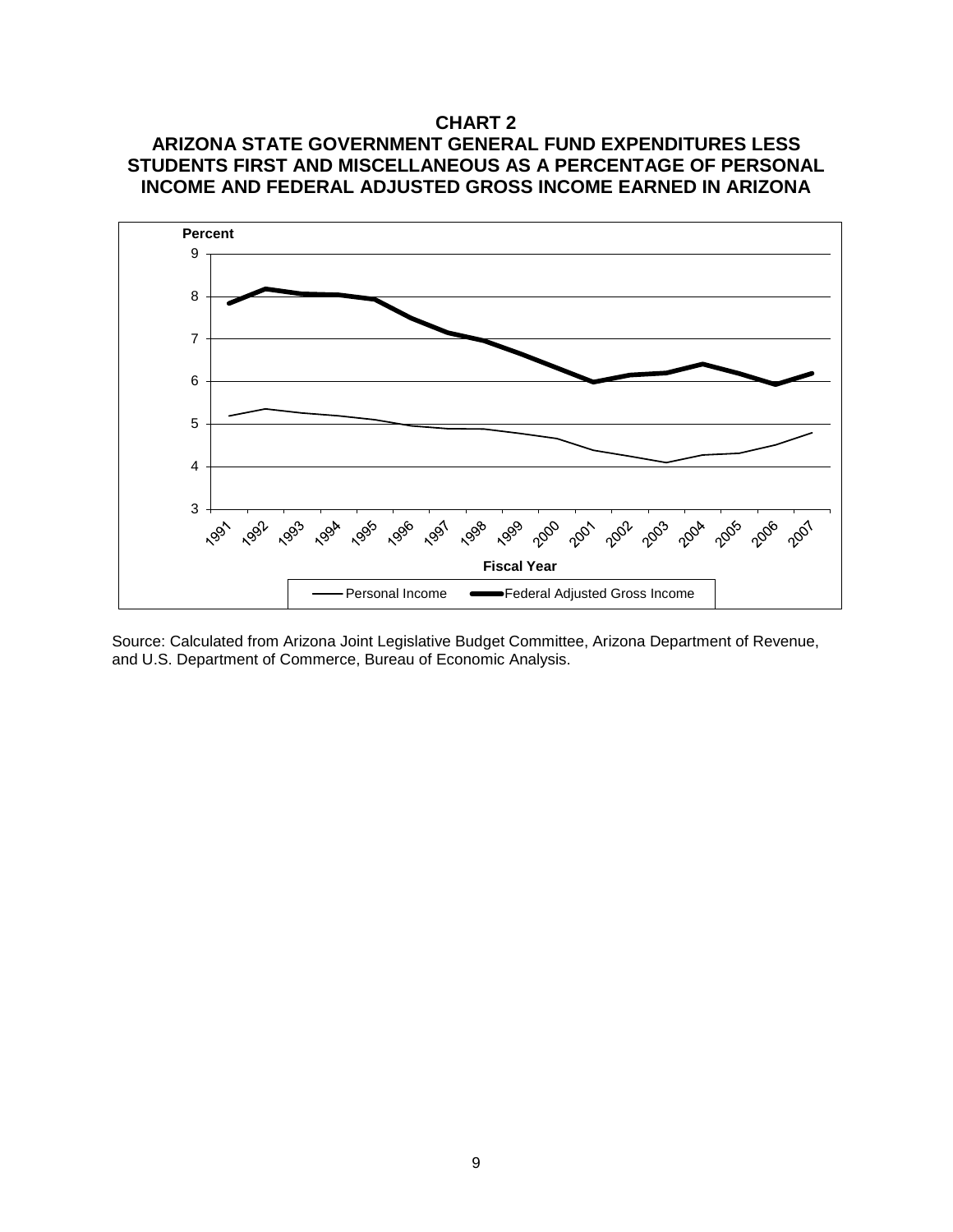**CHART 2**

**ARIZONA STATE GOVERNMENT GENERAL FUND EXPENDITURES LESS STUDENTS FIRST AND MISCELLANEOUS AS A PERCENTAGE OF PERSONAL INCOME AND FEDERAL ADJUSTED GROSS INCOME EARNED IN ARIZONA**

Percent

9
8
7
6
5
4
3

1991 1992 1993 1994 1995 1996 1997 1998 1999 2000 2001 2002 2003 2004 2005 2006 2007

Fiscal Year

Personal Income
Federal Adjusted Gross Income

Source: Calculated from Arizona Joint Legislative Budget Committee, Arizona Department of Revenue, and U.S. Department of Commerce, Bureau of Economic Analysis.